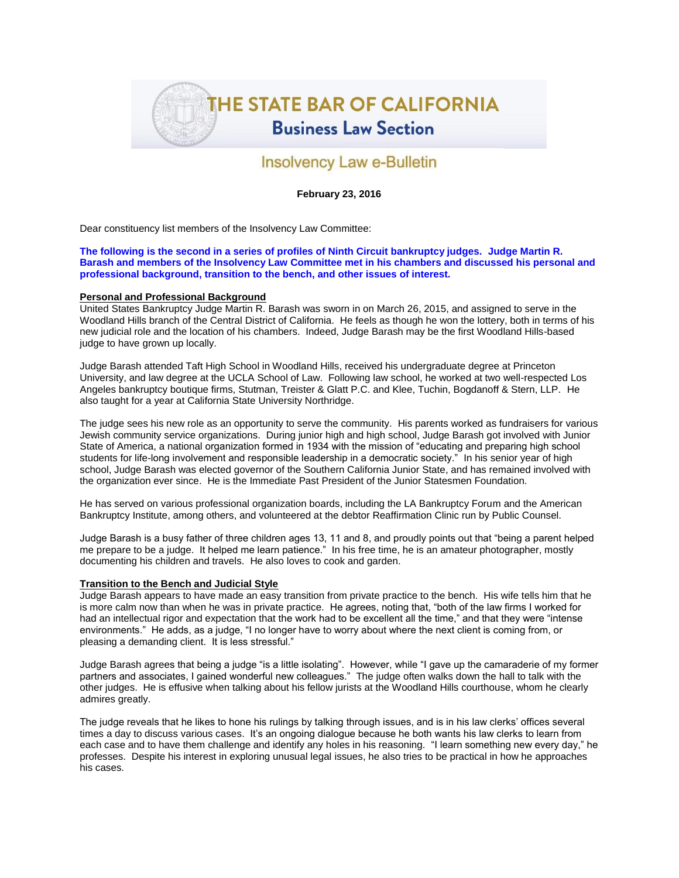# THE STATE BAR OF CALIFORNIA

## Business Law Section

## Insolvency Law e-Bulletin

**February 23, 2016**

Dear constituency list members of the Insolvency Law Committee:

**The following is the second in a series of profiles of Ninth Circuit bankruptcy judges. Judge Martin R. Barash and members of the Insolvency Law Committee met in his chambers and discussed his personal and professional background, transition to the bench, and other issues of interest.**

### Personal and Professional Background

United States Bankruptcy Judge Martin R. Barash was sworn in on March 26, 2015, and assigned to serve in the Woodland Hills branch of the Central District of California. He feels as though he won the lottery, both in terms of his new judicial role and the location of his chambers. Indeed, Judge Barash may be the first Woodland Hills-based judge to have grown up locally.

Judge Barash attended Taft High School in Woodland Hills, received his undergraduate degree at Princeton University, and law degree at the UCLA School of Law. Following law school, he worked at two well-respected Los Angeles bankruptcy boutique firms, Stutman, Treister & Glatt P.C. and Klee, Tuchin, Bogdanoff & Stern, LLP. He also taught for a year at California State University Northridge.

The judge sees his new role as an opportunity to serve the community. His parents worked as fundraisers for various Jewish community service organizations. During junior high and high school, Judge Barash got involved with Junior State of America, a national organization formed in 1934 with the mission of "educating and preparing high school students for life-long involvement and responsible leadership in a democratic society." In his senior year of high school, Judge Barash was elected governor of the Southern California Junior State, and has remained involved with the organization ever since. He is the Immediate Past President of the Junior Statesmen Foundation.

He has served on various professional organization boards, including the LA Bankruptcy Forum and the American Bankruptcy Institute, among others, and volunteered at the debtor Reaffirmation Clinic run by Public Counsel.

Judge Barash is a busy father of three children ages 13, 11 and 8, and proudly points out that "being a parent helped me prepare to be a judge. It helped me learn patience." In his free time, he is an amateur photographer, mostly documenting his children and travels. He also loves to cook and garden.

### Transition to the Bench and Judicial Style

Judge Barash appears to have made an easy transition from private practice to the bench. His wife tells him that he is more calm now than when he was in private practice. He agrees, noting that, "both of the law firms I worked for had an intellectual rigor and expectation that the work had to be excellent all the time," and that they were "intense environments." He adds, as a judge, "I no longer have to worry about where the next client is coming from, or pleasing a demanding client. It is less stressful."

Judge Barash agrees that being a judge "is a little isolating". However, while "I gave up the camaraderie of my former partners and associates, I gained wonderful new colleagues." The judge often walks down the hall to talk with the other judges. He is effusive when talking about his fellow jurists at the Woodland Hills courthouse, whom he clearly admires greatly.

The judge reveals that he likes to hone his rulings by talking through issues, and is in his law clerks' offices several times a day to discuss various cases. It's an ongoing dialogue because he both wants his law clerks to learn from each case and to have them challenge and identify any holes in his reasoning. "I learn something new every day," he professes. Despite his interest in exploring unusual legal issues, he also tries to be practical in how he approaches his cases.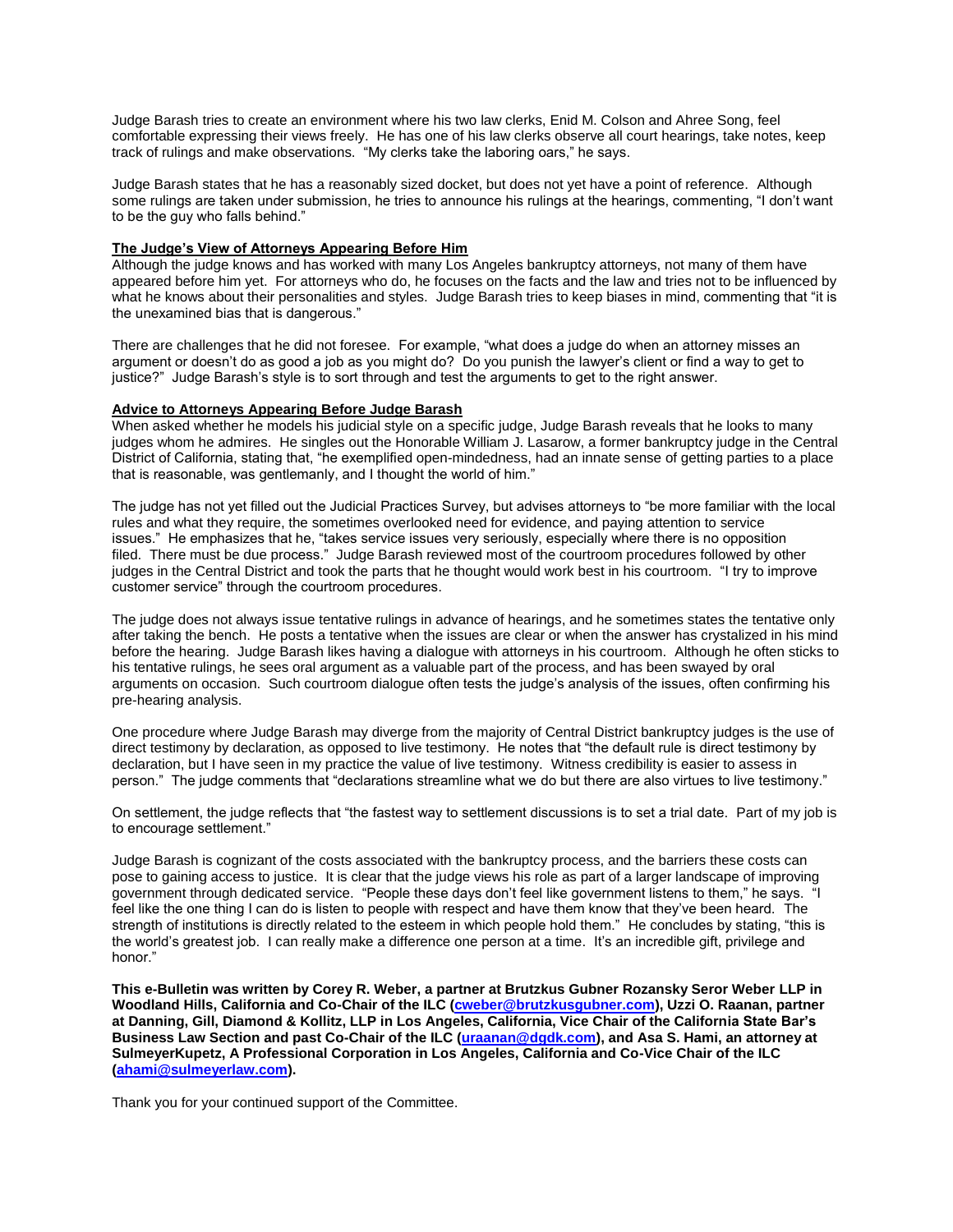Judge Barash tries to create an environment where his two law clerks, Enid M. Colson and Ahree Song, feel comfortable expressing their views freely. He has one of his law clerks observe all court hearings, take notes, keep track of rulings and make observations. "My clerks take the laboring oars," he says.

Judge Barash states that he has a reasonably sized docket, but does not yet have a point of reference. Although some rulings are taken under submission, he tries to announce his rulings at the hearings, commenting, "I don't want to be the guy who falls behind."

**The Judge's View of Attorneys Appearing Before Him**

Although the judge knows and has worked with many Los Angeles bankruptcy attorneys, not many of them have appeared before him yet. For attorneys who do, he focuses on the facts and the law and tries not to be influenced by what he knows about their personalities and styles. Judge Barash tries to keep biases in mind, commenting that "it is the unexamined bias that is dangerous."

There are challenges that he did not foresee. For example, "what does a judge do when an attorney misses an argument or doesn't do as good a job as you might do? Do you punish the lawyer's client or find a way to get to justice?" Judge Barash's style is to sort through and test the arguments to get to the right answer.

**Advice to Attorneys Appearing Before Judge Barash**

When asked whether he models his judicial style on a specific judge, Judge Barash reveals that he looks to many judges whom he admires. He singles out the Honorable William J. Lasarow, a former bankruptcy judge in the Central District of California, stating that, "he exemplified open-mindedness, had an innate sense of getting parties to a place that is reasonable, was gentlemanly, and I thought the world of him."

The judge has not yet filled out the Judicial Practices Survey, but advises attorneys to "be more familiar with the local rules and what they require, the sometimes overlooked need for evidence, and paying attention to service issues." He emphasizes that he, "takes service issues very seriously, especially where there is no opposition filed. There must be due process." Judge Barash reviewed most of the courtroom procedures followed by other judges in the Central District and took the parts that he thought would work best in his courtroom. "I try to improve customer service" through the courtroom procedures.

The judge does not always issue tentative rulings in advance of hearings, and he sometimes states the tentative only after taking the bench. He posts a tentative when the issues are clear or when the answer has crystalized in his mind before the hearing. Judge Barash likes having a dialogue with attorneys in his courtroom. Although he often sticks to his tentative rulings, he sees oral argument as a valuable part of the process, and has been swayed by oral arguments on occasion. Such courtroom dialogue often tests the judge's analysis of the issues, often confirming his pre-hearing analysis.

One procedure where Judge Barash may diverge from the majority of Central District bankruptcy judges is the use of direct testimony by declaration, as opposed to live testimony. He notes that "the default rule is direct testimony by declaration, but I have seen in my practice the value of live testimony. Witness credibility is easier to assess in person." The judge comments that "declarations streamline what we do but there are also virtues to live testimony."

On settlement, the judge reflects that "the fastest way to settlement discussions is to set a trial date. Part of my job is to encourage settlement."

Judge Barash is cognizant of the costs associated with the bankruptcy process, and the barriers these costs can pose to gaining access to justice. It is clear that the judge views his role as part of a larger landscape of improving government through dedicated service. "People these days don't feel like government listens to them," he says. "I feel like the one thing I can do is listen to people with respect and have them know that they've been heard. The strength of institutions is directly related to the esteem in which people hold them." He concludes by stating, "this is the world's greatest job. I can really make a difference one person at a time. It's an incredible gift, privilege and honor."

**This e-Bulletin was written by Corey R. Weber, a partner at Brutzkus Gubner Rozansky Seror Weber LLP in Woodland Hills, California and Co-Chair of the ILC (cweber@brutzkusgubner.com), Uzzi O. Raanan, partner at Danning, Gill, Diamond & Kollitz, LLP in Los Angeles, California, Vice Chair of the California State Bar's Business Law Section and past Co-Chair of the ILC (uraanan@dgdk.com), and Asa S. Hami, an attorney at SulmeyerKupetz, A Professional Corporation in Los Angeles, California and Co-Vice Chair of the ILC (ahami@sulmeyerlaw.com).**

Thank you for your continued support of the Committee.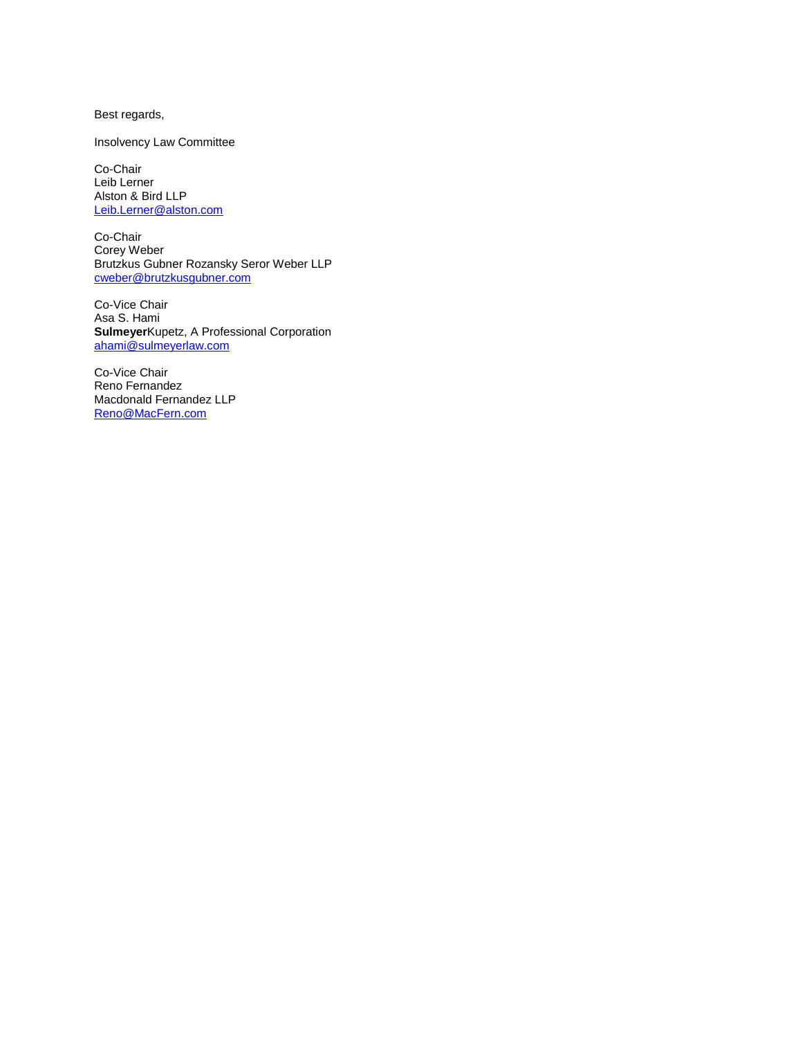Best regards,

Insolvency Law Committee

Co-Chair
Leib Lerner
Alston & Bird LLP
Leib.Lerner@alston.com

Co-Chair
Corey Weber
Brutzkus Gubner Rozansky Seror Weber LLP
cweber@brutzkusgubner.com

Co-Vice Chair
Asa S. Hami
**Sulmeyer**Kupetz, A Professional Corporation
ahami@sulmeyerlaw.com

Co-Vice Chair
Reno Fernandez
Macdonald Fernandez LLP
Reno@MacFern.com